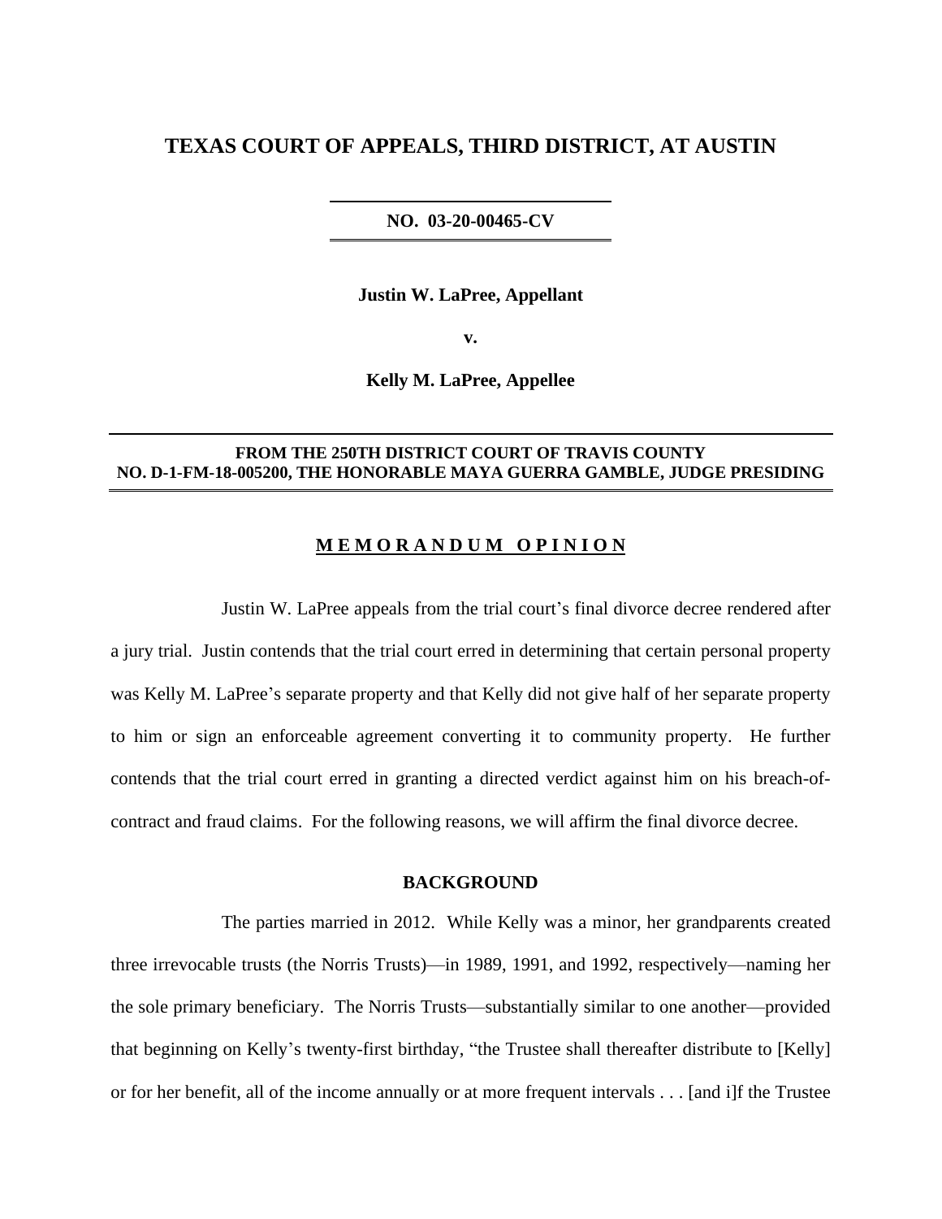# TEXAS COURT OF APPEALS, THIRD DISTRICT, AT AUSTIN

**NO. 03-20-00465-CV**

**Justin W. LaPree, Appellant**

**v.**

**Kelly M. LaPree, Appellee**

**FROM THE 250TH DISTRICT COURT OF TRAVIS COUNTY**
**NO. D-1-FM-18-005200, THE HONORABLE MAYA GUERRA GAMBLE, JUDGE PRESIDING**

## M E M O R A N D U M   O P I N I O N

Justin W. LaPree appeals from the trial court's final divorce decree rendered after a jury trial. Justin contends that the trial court erred in determining that certain personal property was Kelly M. LaPree's separate property and that Kelly did not give half of her separate property to him or sign an enforceable agreement converting it to community property. He further contends that the trial court erred in granting a directed verdict against him on his breach-of-contract and fraud claims. For the following reasons, we will affirm the final divorce decree.

### BACKGROUND

The parties married in 2012. While Kelly was a minor, her grandparents created three irrevocable trusts (the Norris Trusts)—in 1989, 1991, and 1992, respectively—naming her the sole primary beneficiary. The Norris Trusts—substantially similar to one another—provided that beginning on Kelly's twenty-first birthday, "the Trustee shall thereafter distribute to [Kelly] or for her benefit, all of the income annually or at more frequent intervals . . . [and i]f the Trustee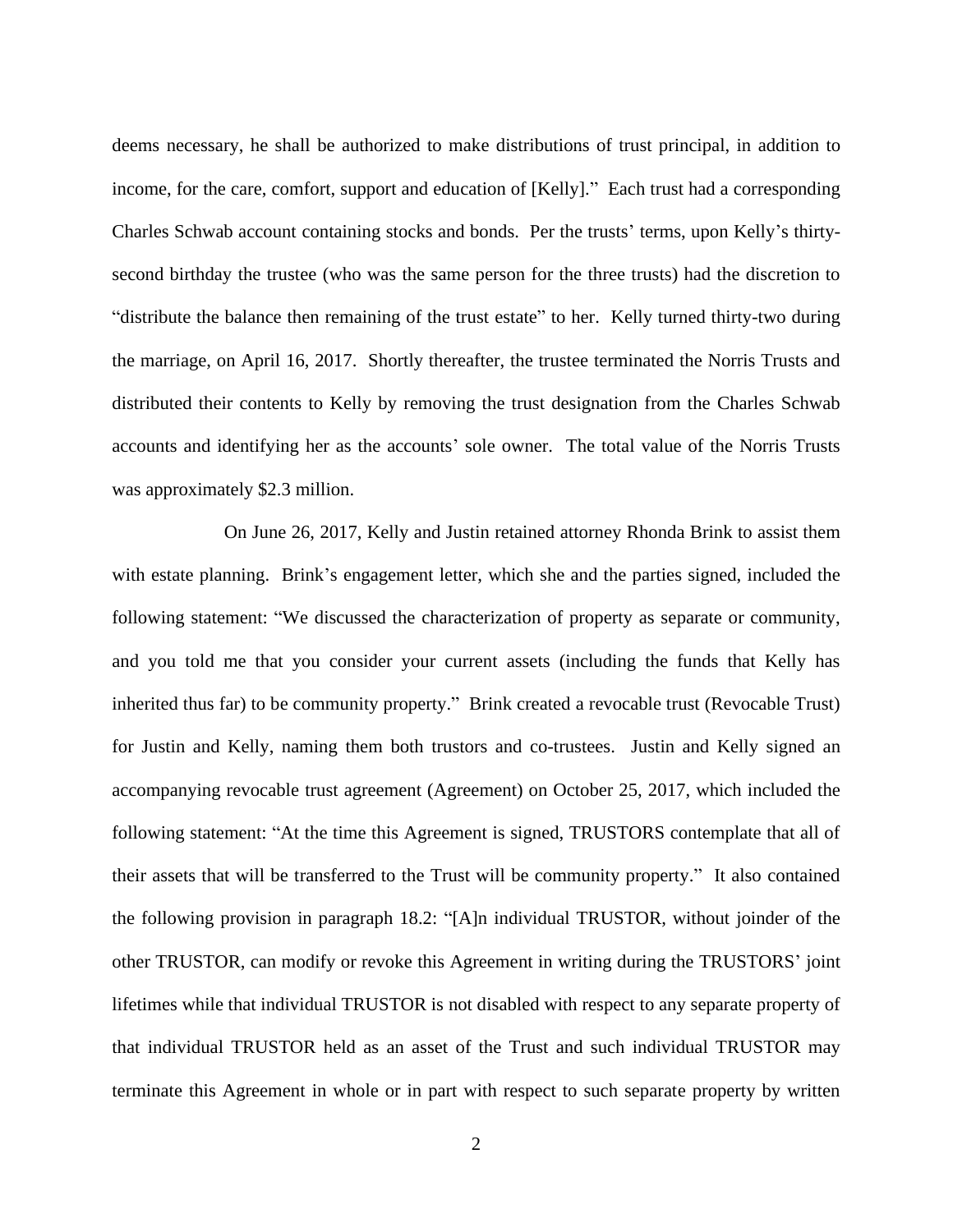deems necessary, he shall be authorized to make distributions of trust principal, in addition to income, for the care, comfort, support and education of [Kelly]." Each trust had a corresponding Charles Schwab account containing stocks and bonds. Per the trusts' terms, upon Kelly's thirty-second birthday the trustee (who was the same person for the three trusts) had the discretion to "distribute the balance then remaining of the trust estate" to her. Kelly turned thirty-two during the marriage, on April 16, 2017. Shortly thereafter, the trustee terminated the Norris Trusts and distributed their contents to Kelly by removing the trust designation from the Charles Schwab accounts and identifying her as the accounts' sole owner. The total value of the Norris Trusts was approximately $2.3 million.

On June 26, 2017, Kelly and Justin retained attorney Rhonda Brink to assist them with estate planning. Brink's engagement letter, which she and the parties signed, included the following statement: "We discussed the characterization of property as separate or community, and you told me that you consider your current assets (including the funds that Kelly has inherited thus far) to be community property." Brink created a revocable trust (Revocable Trust) for Justin and Kelly, naming them both trustors and co-trustees. Justin and Kelly signed an accompanying revocable trust agreement (Agreement) on October 25, 2017, which included the following statement: "At the time this Agreement is signed, TRUSTORS contemplate that all of their assets that will be transferred to the Trust will be community property." It also contained the following provision in paragraph 18.2: "[A]n individual TRUSTOR, without joinder of the other TRUSTOR, can modify or revoke this Agreement in writing during the TRUSTORS' joint lifetimes while that individual TRUSTOR is not disabled with respect to any separate property of that individual TRUSTOR held as an asset of the Trust and such individual TRUSTOR may terminate this Agreement in whole or in part with respect to such separate property by written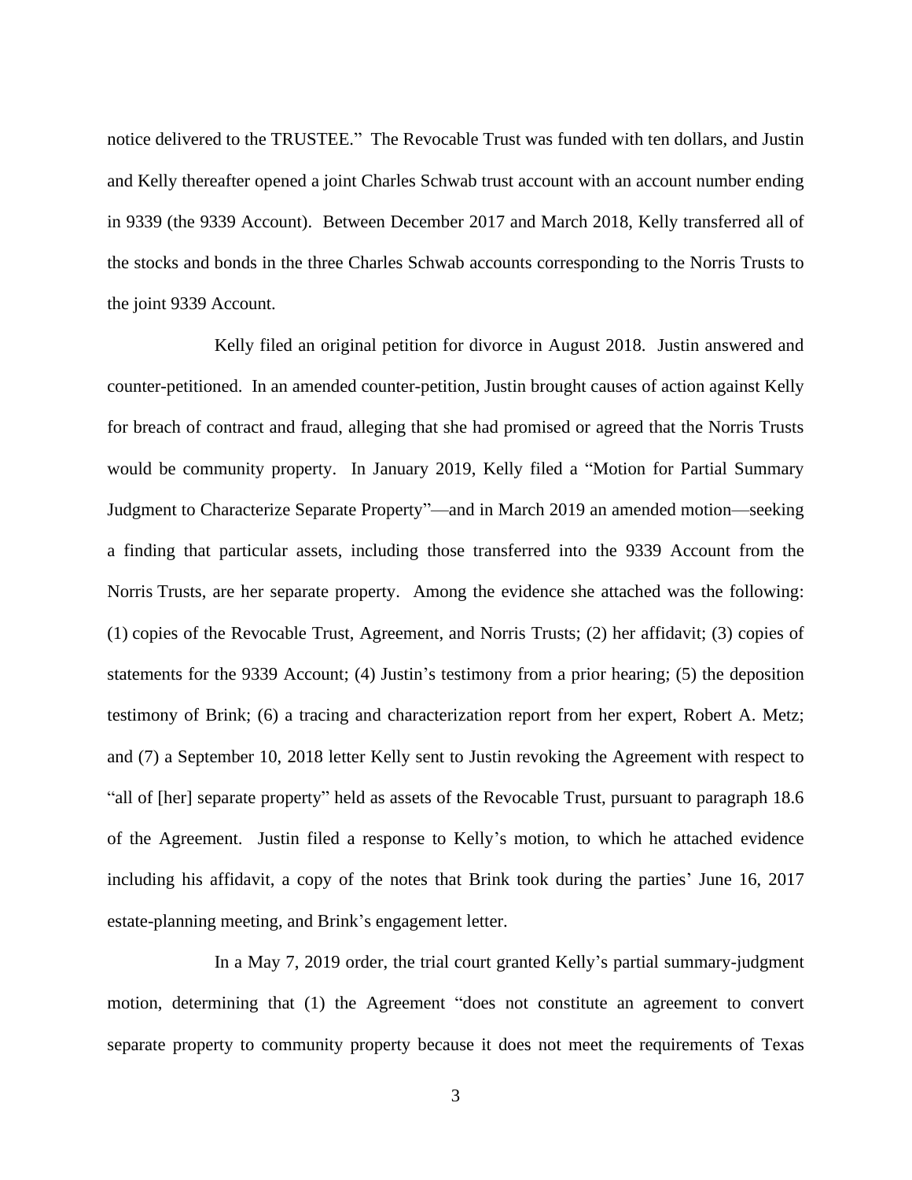notice delivered to the TRUSTEE." The Revocable Trust was funded with ten dollars, and Justin and Kelly thereafter opened a joint Charles Schwab trust account with an account number ending in 9339 (the 9339 Account). Between December 2017 and March 2018, Kelly transferred all of the stocks and bonds in the three Charles Schwab accounts corresponding to the Norris Trusts to the joint 9339 Account.

Kelly filed an original petition for divorce in August 2018. Justin answered and counter-petitioned. In an amended counter-petition, Justin brought causes of action against Kelly for breach of contract and fraud, alleging that she had promised or agreed that the Norris Trusts would be community property. In January 2019, Kelly filed a "Motion for Partial Summary Judgment to Characterize Separate Property"—and in March 2019 an amended motion—seeking a finding that particular assets, including those transferred into the 9339 Account from the Norris Trusts, are her separate property. Among the evidence she attached was the following: (1) copies of the Revocable Trust, Agreement, and Norris Trusts; (2) her affidavit; (3) copies of statements for the 9339 Account; (4) Justin's testimony from a prior hearing; (5) the deposition testimony of Brink; (6) a tracing and characterization report from her expert, Robert A. Metz; and (7) a September 10, 2018 letter Kelly sent to Justin revoking the Agreement with respect to "all of [her] separate property" held as assets of the Revocable Trust, pursuant to paragraph 18.6 of the Agreement. Justin filed a response to Kelly's motion, to which he attached evidence including his affidavit, a copy of the notes that Brink took during the parties' June 16, 2017 estate-planning meeting, and Brink's engagement letter.

In a May 7, 2019 order, the trial court granted Kelly's partial summary-judgment motion, determining that (1) the Agreement "does not constitute an agreement to convert separate property to community property because it does not meet the requirements of Texas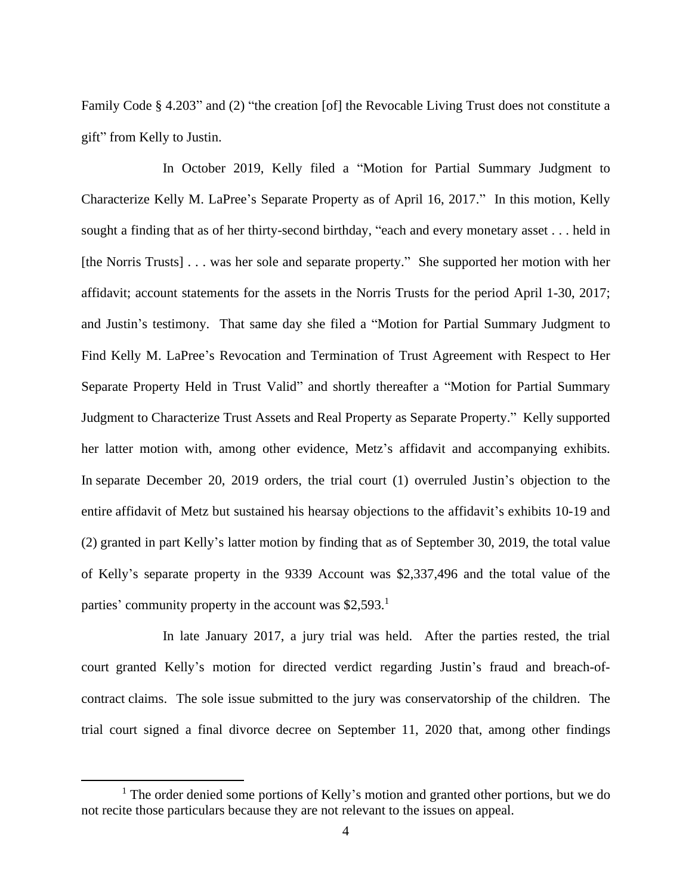Family Code § 4.203" and (2) "the creation [of] the Revocable Living Trust does not constitute a gift" from Kelly to Justin.

In October 2019, Kelly filed a "Motion for Partial Summary Judgment to Characterize Kelly M. LaPree's Separate Property as of April 16, 2017." In this motion, Kelly sought a finding that as of her thirty-second birthday, "each and every monetary asset . . . held in [the Norris Trusts] . . . was her sole and separate property." She supported her motion with her affidavit; account statements for the assets in the Norris Trusts for the period April 1-30, 2017; and Justin's testimony. That same day she filed a "Motion for Partial Summary Judgment to Find Kelly M. LaPree's Revocation and Termination of Trust Agreement with Respect to Her Separate Property Held in Trust Valid" and shortly thereafter a "Motion for Partial Summary Judgment to Characterize Trust Assets and Real Property as Separate Property." Kelly supported her latter motion with, among other evidence, Metz's affidavit and accompanying exhibits. In separate December 20, 2019 orders, the trial court (1) overruled Justin's objection to the entire affidavit of Metz but sustained his hearsay objections to the affidavit's exhibits 10-19 and (2) granted in part Kelly's latter motion by finding that as of September 30, 2019, the total value of Kelly's separate property in the 9339 Account was $2,337,496 and the total value of the parties' community property in the account was $2,593.[1]

In late January 2017, a jury trial was held. After the parties rested, the trial court granted Kelly's motion for directed verdict regarding Justin's fraud and breach-of-contract claims. The sole issue submitted to the jury was conservatorship of the children. The trial court signed a final divorce decree on September 11, 2020 that, among other findings

---

[1] The order denied some portions of Kelly's motion and granted other portions, but we do not recite those particulars because they are not relevant to the issues on appeal.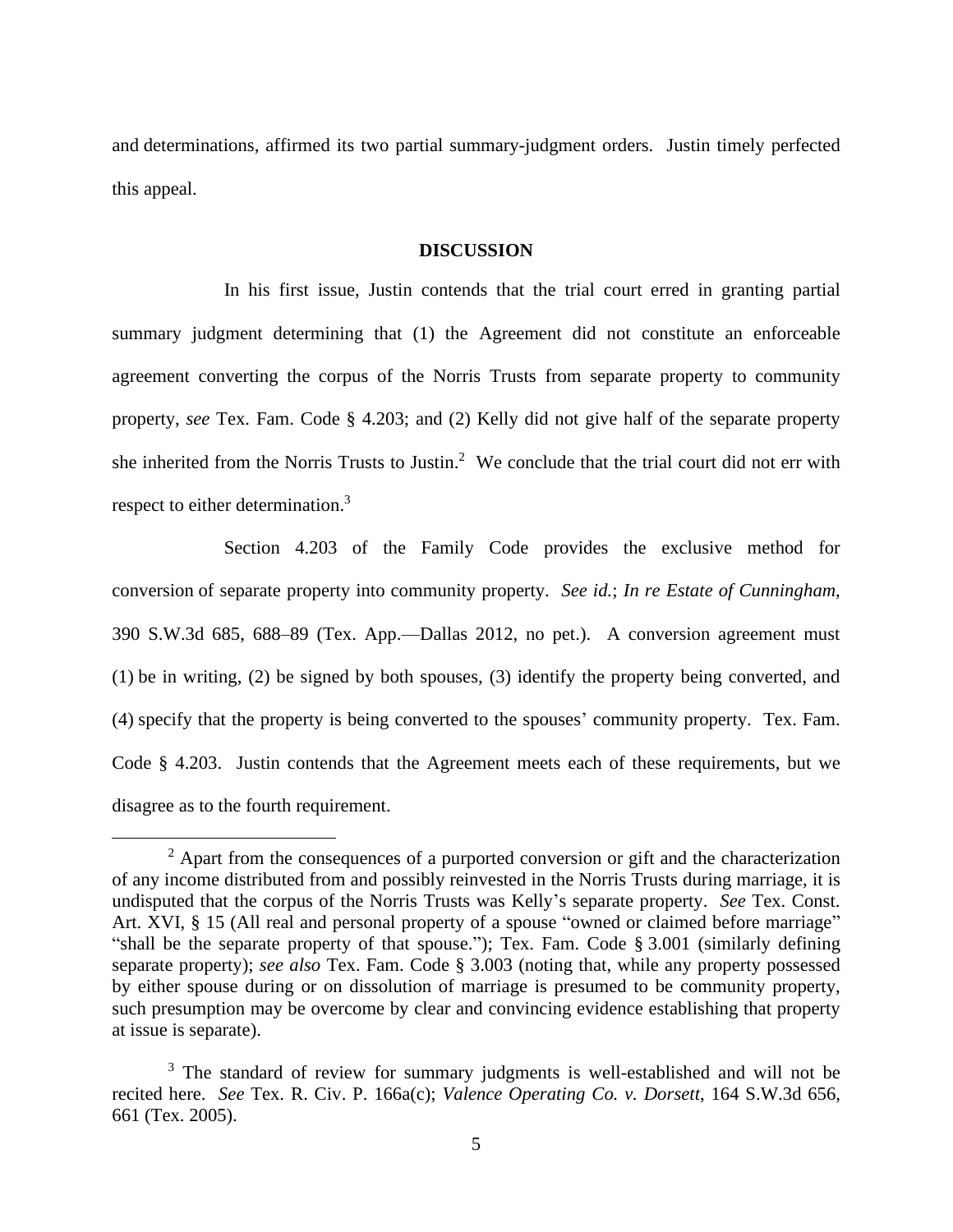and determinations, affirmed its two partial summary-judgment orders. Justin timely perfected this appeal.

## DISCUSSION

In his first issue, Justin contends that the trial court erred in granting partial summary judgment determining that (1) the Agreement did not constitute an enforceable agreement converting the corpus of the Norris Trusts from separate property to community property, *see* Tex. Fam. Code § 4.203; and (2) Kelly did not give half of the separate property she inherited from the Norris Trusts to Justin.[2] We conclude that the trial court did not err with respect to either determination.[3]

Section 4.203 of the Family Code provides the exclusive method for conversion of separate property into community property. *See id.*; *In re Estate of Cunningham*, 390 S.W.3d 685, 688–89 (Tex. App.—Dallas 2012, no pet.). A conversion agreement must (1) be in writing, (2) be signed by both spouses, (3) identify the property being converted, and (4) specify that the property is being converted to the spouses' community property. Tex. Fam. Code § 4.203. Justin contends that the Agreement meets each of these requirements, but we disagree as to the fourth requirement.

---

[2] Apart from the consequences of a purported conversion or gift and the characterization of any income distributed from and possibly reinvested in the Norris Trusts during marriage, it is undisputed that the corpus of the Norris Trusts was Kelly's separate property. *See* Tex. Const. Art. XVI, § 15 (All real and personal property of a spouse "owned or claimed before marriage" "shall be the separate property of that spouse."); Tex. Fam. Code § 3.001 (similarly defining separate property); *see also* Tex. Fam. Code § 3.003 (noting that, while any property possessed by either spouse during or on dissolution of marriage is presumed to be community property, such presumption may be overcome by clear and convincing evidence establishing that property at issue is separate).

[3] The standard of review for summary judgments is well-established and will not be recited here. *See* Tex. R. Civ. P. 166a(c); *Valence Operating Co. v. Dorsett*, 164 S.W.3d 656, 661 (Tex. 2005).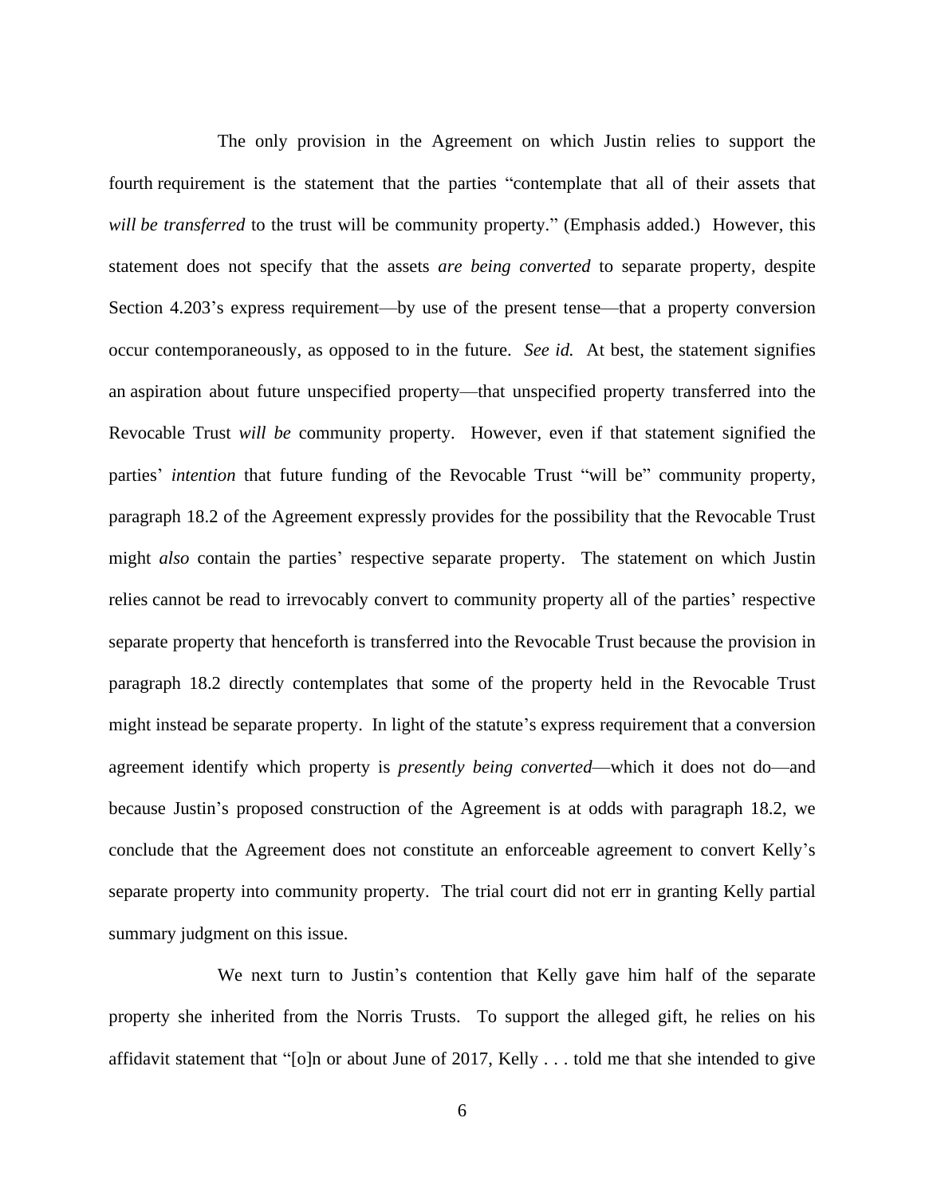The only provision in the Agreement on which Justin relies to support the fourth requirement is the statement that the parties "contemplate that all of their assets that *will be transferred* to the trust will be community property." (Emphasis added.) However, this statement does not specify that the assets *are being converted* to separate property, despite Section 4.203's express requirement—by use of the present tense—that a property conversion occur contemporaneously, as opposed to in the future. *See id.* At best, the statement signifies an aspiration about future unspecified property—that unspecified property transferred into the Revocable Trust *will be* community property. However, even if that statement signified the parties' *intention* that future funding of the Revocable Trust "will be" community property, paragraph 18.2 of the Agreement expressly provides for the possibility that the Revocable Trust might *also* contain the parties' respective separate property. The statement on which Justin relies cannot be read to irrevocably convert to community property all of the parties' respective separate property that henceforth is transferred into the Revocable Trust because the provision in paragraph 18.2 directly contemplates that some of the property held in the Revocable Trust might instead be separate property. In light of the statute's express requirement that a conversion agreement identify which property is *presently being converted*—which it does not do—and because Justin's proposed construction of the Agreement is at odds with paragraph 18.2, we conclude that the Agreement does not constitute an enforceable agreement to convert Kelly's separate property into community property. The trial court did not err in granting Kelly partial summary judgment on this issue.

We next turn to Justin's contention that Kelly gave him half of the separate property she inherited from the Norris Trusts. To support the alleged gift, he relies on his affidavit statement that "[o]n or about June of 2017, Kelly . . . told me that she intended to give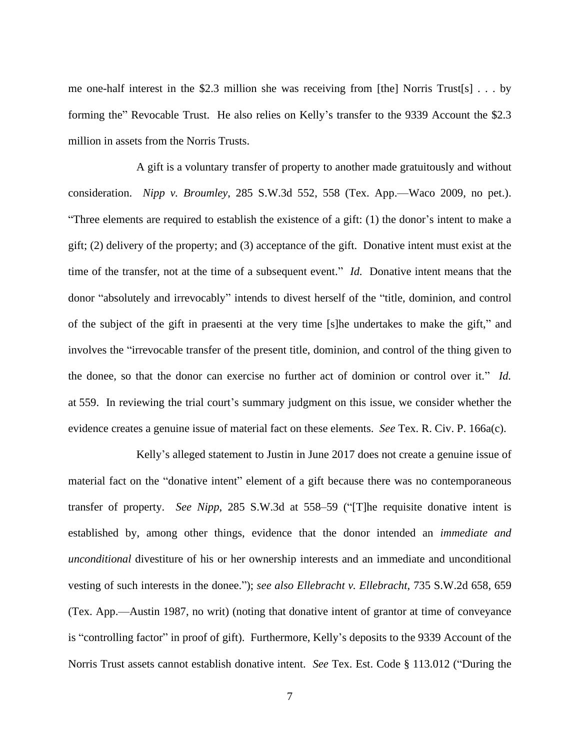me one-half interest in the $2.3 million she was receiving from [the] Norris Trust[s] . . . by forming the" Revocable Trust. He also relies on Kelly's transfer to the 9339 Account the $2.3 million in assets from the Norris Trusts.

A gift is a voluntary transfer of property to another made gratuitously and without consideration. *Nipp v. Broumley*, 285 S.W.3d 552, 558 (Tex. App.—Waco 2009, no pet.). "Three elements are required to establish the existence of a gift: (1) the donor's intent to make a gift; (2) delivery of the property; and (3) acceptance of the gift. Donative intent must exist at the time of the transfer, not at the time of a subsequent event." *Id.* Donative intent means that the donor "absolutely and irrevocably" intends to divest herself of the "title, dominion, and control of the subject of the gift in praesenti at the very time [s]he undertakes to make the gift," and involves the "irrevocable transfer of the present title, dominion, and control of the thing given to the donee, so that the donor can exercise no further act of dominion or control over it." *Id.* at 559. In reviewing the trial court's summary judgment on this issue, we consider whether the evidence creates a genuine issue of material fact on these elements. *See* Tex. R. Civ. P. 166a(c).

Kelly's alleged statement to Justin in June 2017 does not create a genuine issue of material fact on the "donative intent" element of a gift because there was no contemporaneous transfer of property. *See Nipp*, 285 S.W.3d at 558–59 ("[T]he requisite donative intent is established by, among other things, evidence that the donor intended an *immediate and unconditional* divestiture of his or her ownership interests and an immediate and unconditional vesting of such interests in the donee."); *see also Ellebracht v. Ellebracht*, 735 S.W.2d 658, 659 (Tex. App.—Austin 1987, no writ) (noting that donative intent of grantor at time of conveyance is "controlling factor" in proof of gift). Furthermore, Kelly's deposits to the 9339 Account of the Norris Trust assets cannot establish donative intent. *See* Tex. Est. Code § 113.012 ("During the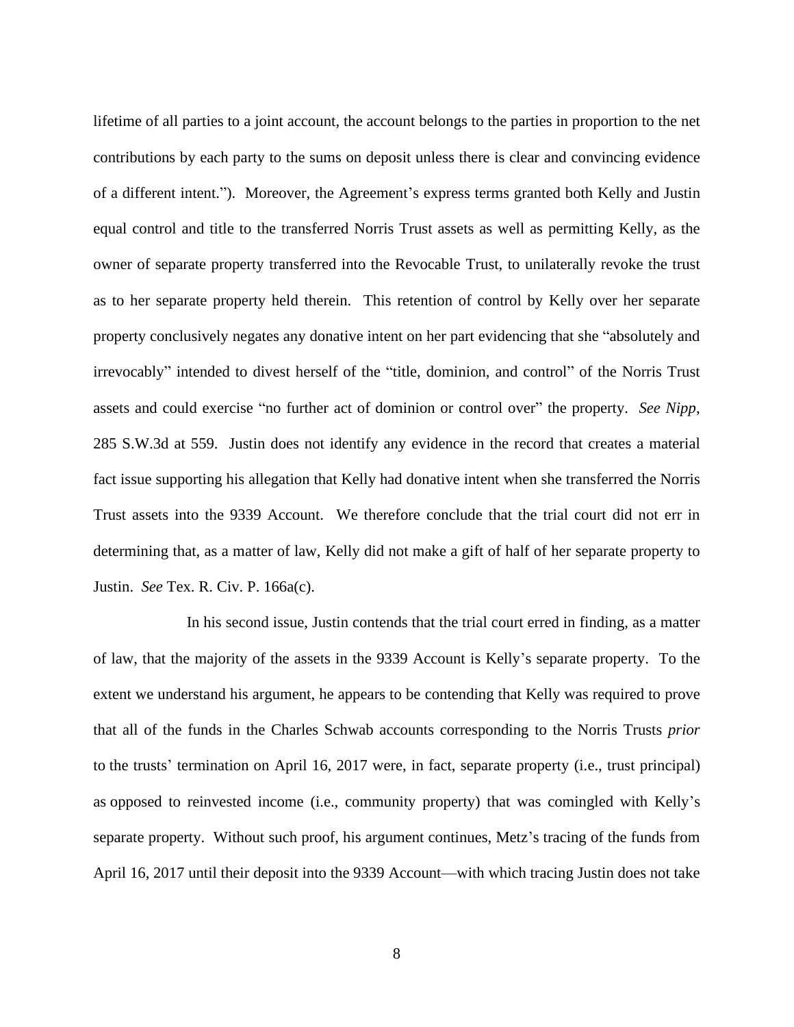lifetime of all parties to a joint account, the account belongs to the parties in proportion to the net contributions by each party to the sums on deposit unless there is clear and convincing evidence of a different intent."). Moreover, the Agreement's express terms granted both Kelly and Justin equal control and title to the transferred Norris Trust assets as well as permitting Kelly, as the owner of separate property transferred into the Revocable Trust, to unilaterally revoke the trust as to her separate property held therein. This retention of control by Kelly over her separate property conclusively negates any donative intent on her part evidencing that she "absolutely and irrevocably" intended to divest herself of the "title, dominion, and control" of the Norris Trust assets and could exercise "no further act of dominion or control over" the property. *See Nipp*, 285 S.W.3d at 559. Justin does not identify any evidence in the record that creates a material fact issue supporting his allegation that Kelly had donative intent when she transferred the Norris Trust assets into the 9339 Account. We therefore conclude that the trial court did not err in determining that, as a matter of law, Kelly did not make a gift of half of her separate property to Justin. *See* Tex. R. Civ. P. 166a(c).

In his second issue, Justin contends that the trial court erred in finding, as a matter of law, that the majority of the assets in the 9339 Account is Kelly's separate property. To the extent we understand his argument, he appears to be contending that Kelly was required to prove that all of the funds in the Charles Schwab accounts corresponding to the Norris Trusts *prior* to the trusts' termination on April 16, 2017 were, in fact, separate property (i.e., trust principal) as opposed to reinvested income (i.e., community property) that was comingled with Kelly's separate property. Without such proof, his argument continues, Metz's tracing of the funds from April 16, 2017 until their deposit into the 9339 Account—with which tracing Justin does not take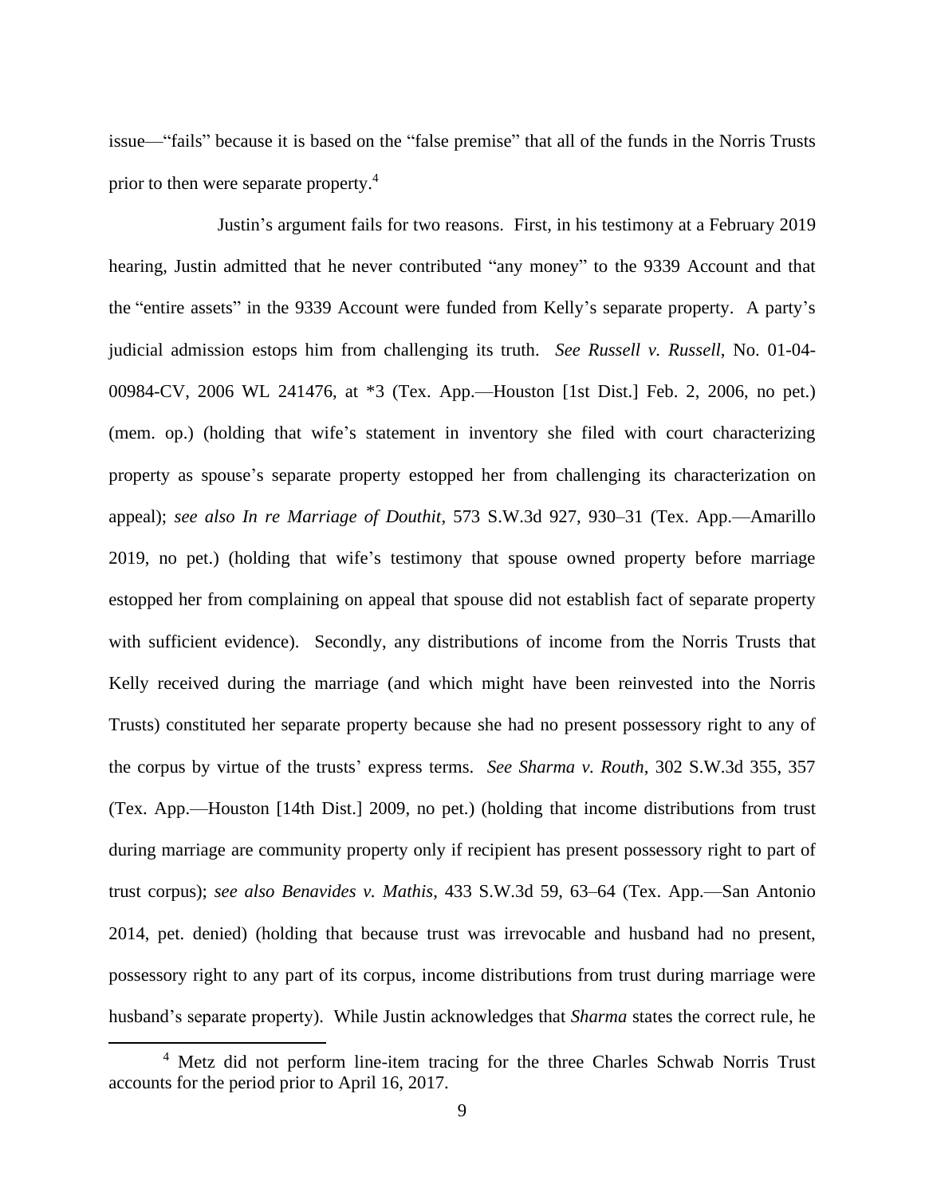issue—"fails" because it is based on the "false premise" that all of the funds in the Norris Trusts prior to then were separate property.[4]

Justin's argument fails for two reasons. First, in his testimony at a February 2019 hearing, Justin admitted that he never contributed "any money" to the 9339 Account and that the "entire assets" in the 9339 Account were funded from Kelly's separate property. A party's judicial admission estops him from challenging its truth. *See Russell v. Russell*, No. 01-04-00984-CV, 2006 WL 241476, at *3 (Tex. App.—Houston [1st Dist.] Feb. 2, 2006, no pet.) (mem. op.) (holding that wife's statement in inventory she filed with court characterizing property as spouse's separate property estopped her from challenging its characterization on appeal); *see also In re Marriage of Douthit*, 573 S.W.3d 927, 930–31 (Tex. App.—Amarillo 2019, no pet.) (holding that wife's testimony that spouse owned property before marriage estopped her from complaining on appeal that spouse did not establish fact of separate property with sufficient evidence). Secondly, any distributions of income from the Norris Trusts that Kelly received during the marriage (and which might have been reinvested into the Norris Trusts) constituted her separate property because she had no present possessory right to any of the corpus by virtue of the trusts' express terms. *See Sharma v. Routh*, 302 S.W.3d 355, 357 (Tex. App.—Houston [14th Dist.] 2009, no pet.) (holding that income distributions from trust during marriage are community property only if recipient has present possessory right to part of trust corpus); *see also Benavides v. Mathis*, 433 S.W.3d 59, 63–64 (Tex. App.—San Antonio 2014, pet. denied) (holding that because trust was irrevocable and husband had no present, possessory right to any part of its corpus, income distributions from trust during marriage were husband's separate property). While Justin acknowledges that *Sharma* states the correct rule, he

[4] Metz did not perform line-item tracing for the three Charles Schwab Norris Trust accounts for the period prior to April 16, 2017.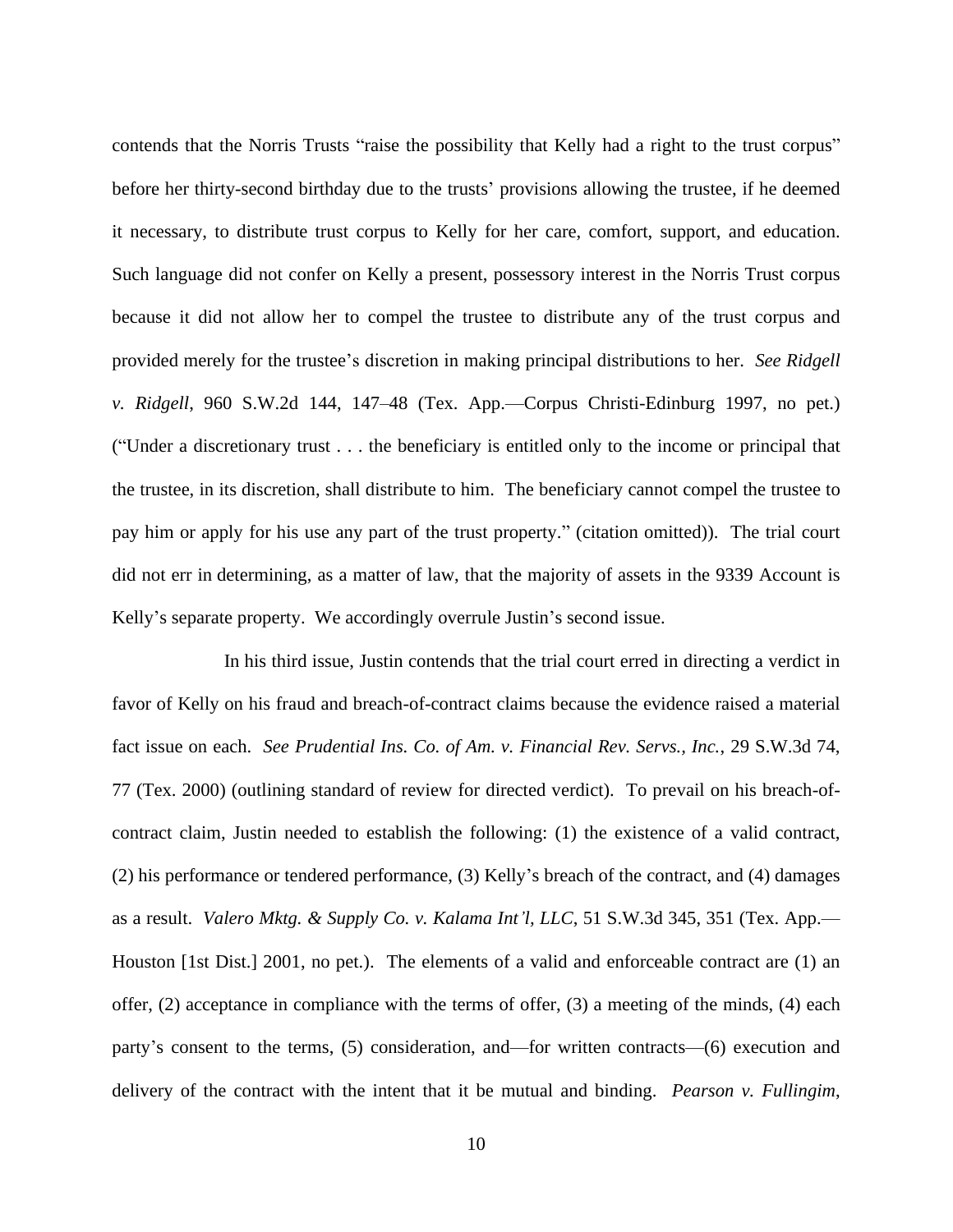contends that the Norris Trusts "raise the possibility that Kelly had a right to the trust corpus" before her thirty-second birthday due to the trusts' provisions allowing the trustee, if he deemed it necessary, to distribute trust corpus to Kelly for her care, comfort, support, and education. Such language did not confer on Kelly a present, possessory interest in the Norris Trust corpus because it did not allow her to compel the trustee to distribute any of the trust corpus and provided merely for the trustee's discretion in making principal distributions to her. *See Ridgell v. Ridgell*, 960 S.W.2d 144, 147–48 (Tex. App.—Corpus Christi-Edinburg 1997, no pet.) ("Under a discretionary trust . . . the beneficiary is entitled only to the income or principal that the trustee, in its discretion, shall distribute to him. The beneficiary cannot compel the trustee to pay him or apply for his use any part of the trust property." (citation omitted)). The trial court did not err in determining, as a matter of law, that the majority of assets in the 9339 Account is Kelly's separate property. We accordingly overrule Justin's second issue.

In his third issue, Justin contends that the trial court erred in directing a verdict in favor of Kelly on his fraud and breach-of-contract claims because the evidence raised a material fact issue on each. *See Prudential Ins. Co. of Am. v. Financial Rev. Servs., Inc.*, 29 S.W.3d 74, 77 (Tex. 2000) (outlining standard of review for directed verdict). To prevail on his breach-of-contract claim, Justin needed to establish the following: (1) the existence of a valid contract, (2) his performance or tendered performance, (3) Kelly's breach of the contract, and (4) damages as a result. *Valero Mktg. & Supply Co. v. Kalama Int'l, LLC*, 51 S.W.3d 345, 351 (Tex. App.—Houston [1st Dist.] 2001, no pet.). The elements of a valid and enforceable contract are (1) an offer, (2) acceptance in compliance with the terms of offer, (3) a meeting of the minds, (4) each party's consent to the terms, (5) consideration, and—for written contracts—(6) execution and delivery of the contract with the intent that it be mutual and binding. *Pearson v. Fullingim*,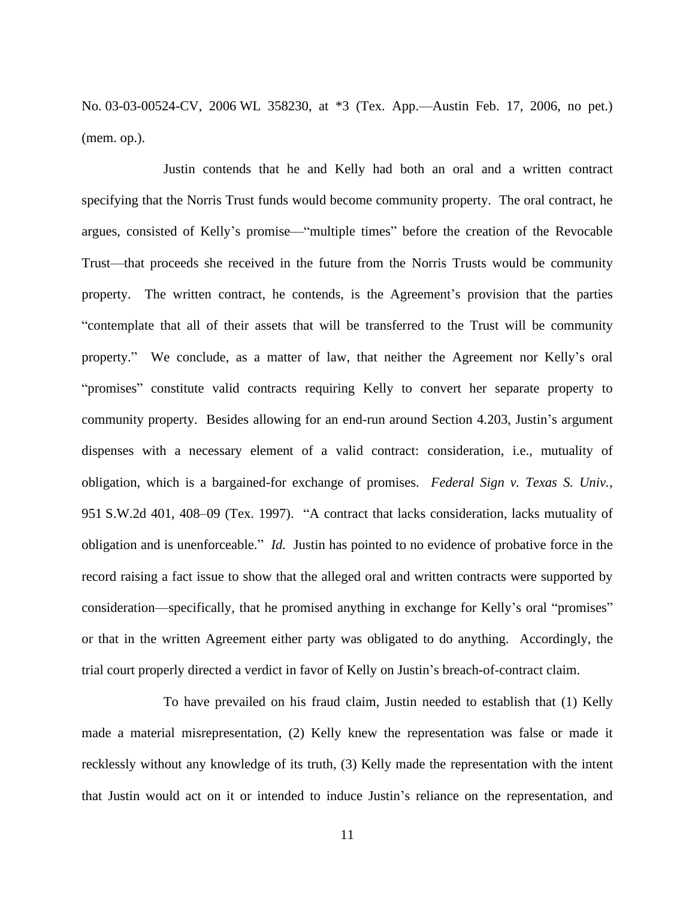No. 03-03-00524-CV, 2006 WL 358230, at *3 (Tex. App.—Austin Feb. 17, 2006, no pet.) (mem. op.).

Justin contends that he and Kelly had both an oral and a written contract specifying that the Norris Trust funds would become community property. The oral contract, he argues, consisted of Kelly's promise—"multiple times" before the creation of the Revocable Trust—that proceeds she received in the future from the Norris Trusts would be community property. The written contract, he contends, is the Agreement's provision that the parties "contemplate that all of their assets that will be transferred to the Trust will be community property." We conclude, as a matter of law, that neither the Agreement nor Kelly's oral "promises" constitute valid contracts requiring Kelly to convert her separate property to community property. Besides allowing for an end-run around Section 4.203, Justin's argument dispenses with a necessary element of a valid contract: consideration, i.e., mutuality of obligation, which is a bargained-for exchange of promises. *Federal Sign v. Texas S. Univ.*, 951 S.W.2d 401, 408–09 (Tex. 1997). "A contract that lacks consideration, lacks mutuality of obligation and is unenforceable." *Id.* Justin has pointed to no evidence of probative force in the record raising a fact issue to show that the alleged oral and written contracts were supported by consideration—specifically, that he promised anything in exchange for Kelly's oral "promises" or that in the written Agreement either party was obligated to do anything. Accordingly, the trial court properly directed a verdict in favor of Kelly on Justin's breach-of-contract claim.

To have prevailed on his fraud claim, Justin needed to establish that (1) Kelly made a material misrepresentation, (2) Kelly knew the representation was false or made it recklessly without any knowledge of its truth, (3) Kelly made the representation with the intent that Justin would act on it or intended to induce Justin's reliance on the representation, and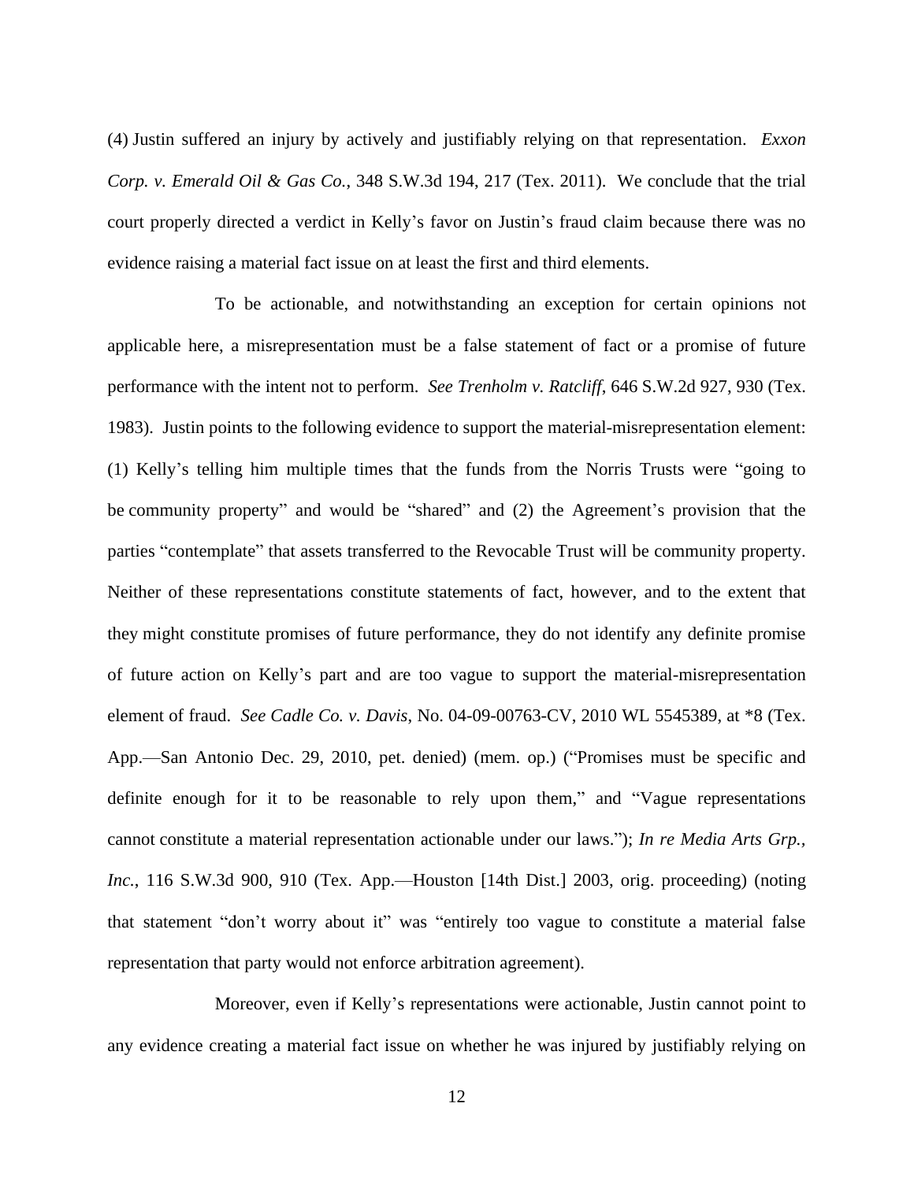(4) Justin suffered an injury by actively and justifiably relying on that representation. *Exxon Corp. v. Emerald Oil & Gas Co.*, 348 S.W.3d 194, 217 (Tex. 2011). We conclude that the trial court properly directed a verdict in Kelly's favor on Justin's fraud claim because there was no evidence raising a material fact issue on at least the first and third elements.

To be actionable, and notwithstanding an exception for certain opinions not applicable here, a misrepresentation must be a false statement of fact or a promise of future performance with the intent not to perform. *See Trenholm v. Ratcliff*, 646 S.W.2d 927, 930 (Tex. 1983). Justin points to the following evidence to support the material-misrepresentation element: (1) Kelly's telling him multiple times that the funds from the Norris Trusts were "going to be community property" and would be "shared" and (2) the Agreement's provision that the parties "contemplate" that assets transferred to the Revocable Trust will be community property. Neither of these representations constitute statements of fact, however, and to the extent that they might constitute promises of future performance, they do not identify any definite promise of future action on Kelly's part and are too vague to support the material-misrepresentation element of fraud. *See Cadle Co. v. Davis*, No. 04-09-00763-CV, 2010 WL 5545389, at *8 (Tex. App.—San Antonio Dec. 29, 2010, pet. denied) (mem. op.) ("Promises must be specific and definite enough for it to be reasonable to rely upon them," and "Vague representations cannot constitute a material representation actionable under our laws."); *In re Media Arts Grp., Inc.*, 116 S.W.3d 900, 910 (Tex. App.—Houston [14th Dist.] 2003, orig. proceeding) (noting that statement "don't worry about it" was "entirely too vague to constitute a material false representation that party would not enforce arbitration agreement).

Moreover, even if Kelly's representations were actionable, Justin cannot point to any evidence creating a material fact issue on whether he was injured by justifiably relying on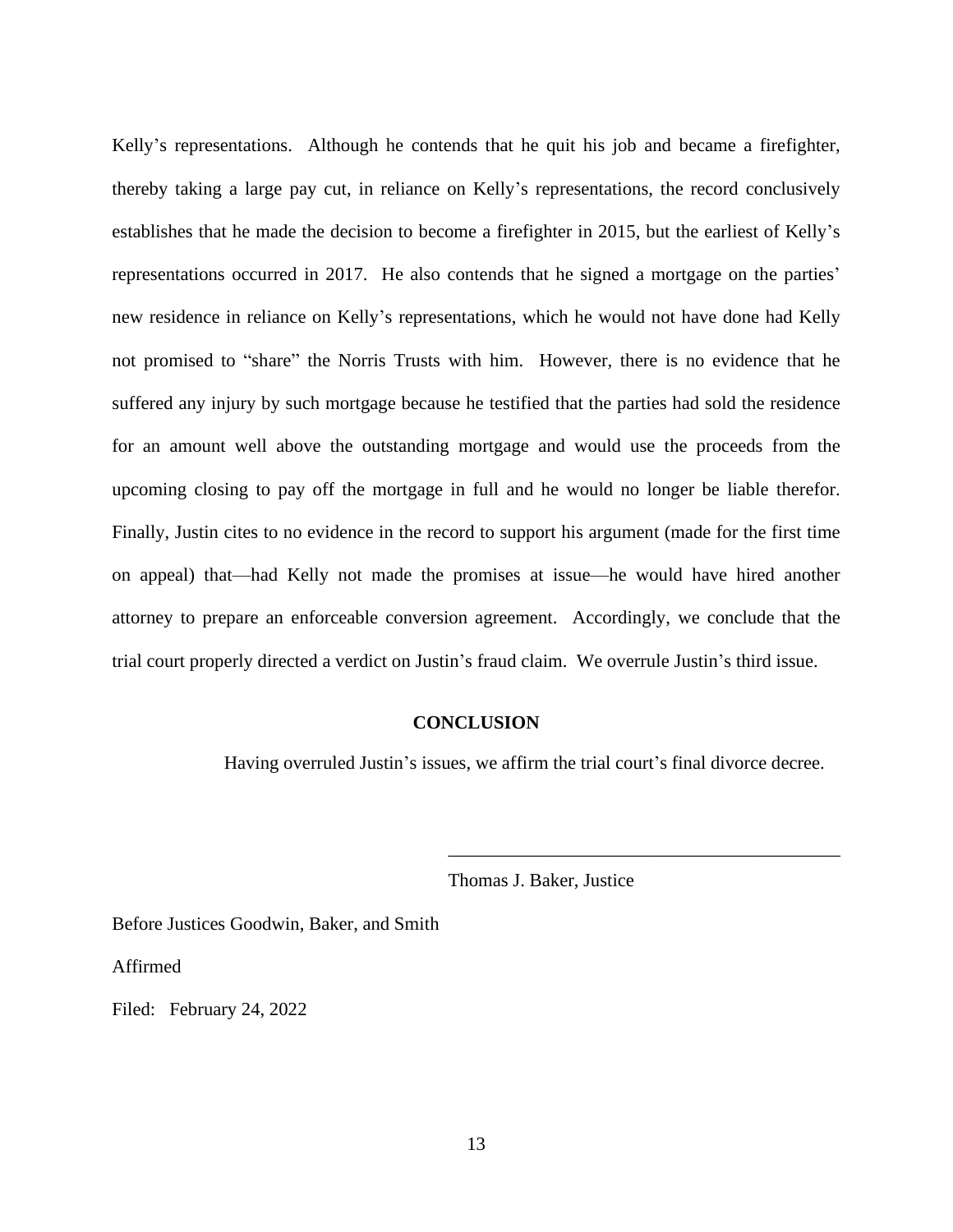Kelly's representations. Although he contends that he quit his job and became a firefighter, thereby taking a large pay cut, in reliance on Kelly's representations, the record conclusively establishes that he made the decision to become a firefighter in 2015, but the earliest of Kelly's representations occurred in 2017. He also contends that he signed a mortgage on the parties' new residence in reliance on Kelly's representations, which he would not have done had Kelly not promised to "share" the Norris Trusts with him. However, there is no evidence that he suffered any injury by such mortgage because he testified that the parties had sold the residence for an amount well above the outstanding mortgage and would use the proceeds from the upcoming closing to pay off the mortgage in full and he would no longer be liable therefor. Finally, Justin cites to no evidence in the record to support his argument (made for the first time on appeal) that—had Kelly not made the promises at issue—he would have hired another attorney to prepare an enforceable conversion agreement. Accordingly, we conclude that the trial court properly directed a verdict on Justin's fraud claim. We overrule Justin's third issue.

**CONCLUSION**

Having overruled Justin's issues, we affirm the trial court's final divorce decree.

\_\_\_\_\_\_\_\_\_\_\_\_\_\_\_\_\_\_\_\_\_\_\_\_\_\_\_\_\_\_\_\_\_\_\_\_\_\_\_\_\_\_

Thomas J. Baker, Justice

Before Justices Goodwin, Baker, and Smith

Affirmed

Filed: February 24, 2022